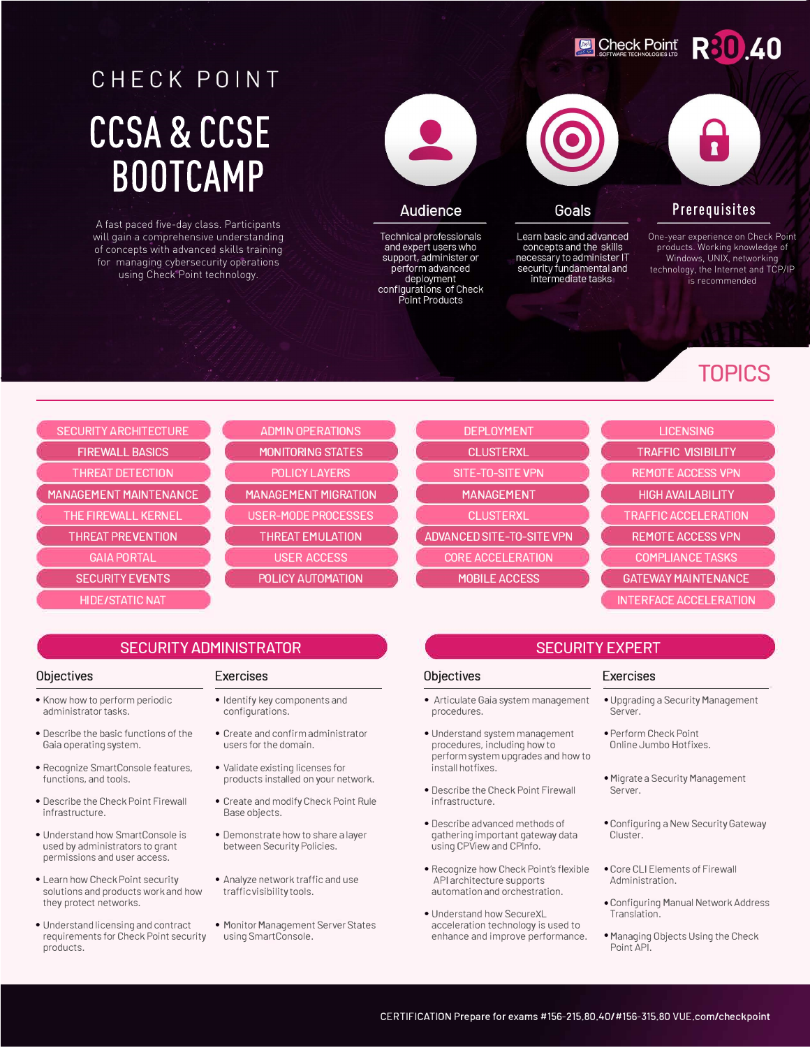Check Point SOFTWARE TECHNOLOGIES LTD — R80.40

# CHECK POINT

# CCSA & CCSE BOOTCAMP

A fast paced five-day class. Participants will gain a comprehensive understanding of concepts with advanced skills training for managing cybersecurity operations using Check Point technology.

## Audience

Technical professionals and expert users who support, administer or perform advanced deployment configurations of Check Point Products

## Goals

Learn basic and advanced concepts and the skills necessary to administer IT security fundamental and intermediate tasks

## Prerequisites

One-year experience on Check Point products. Working knowledge of Windows, UNIX, networking technology, the Internet and TCP/IP is recommended

## TOPICS

| | | | |
|---|---|---|---|
| SECURITY ARCHITECTURE | ADMIN OPERATIONS | DEPLOYMENT | LICENSING |
| FIREWALL BASICS | MONITORING STATES | CLUSTERXL | TRAFFIC VISIBILITY |
| THREAT DETECTION | POLICY LAYERS | SITE-TO-SITE VPN | REMOTE ACCESS VPN |
| MANAGEMENT MAINTENANCE | MANAGEMENT MIGRATION | MANAGEMENT | HIGH AVAILABILITY |
| THE FIREWALL KERNEL | USER-MODE PROCESSES | CLUSTERXL | TRAFFIC ACCELERATION |
| THREAT PREVENTION | THREAT EMULATION | ADVANCED SITE-TO-SITE VPN | REMOTE ACCESS VPN |
| GAIA PORTAL | USER ACCESS | CORE ACCELERATION | COMPLIANCE TASKS |
| SECURITY EVENTS | POLICY AUTOMATION | MOBILE ACCESS | GATEWAY MAINTENANCE |
| HIDE/STATIC NAT | | | INTERFACE ACCELERATION |

## SECURITY ADMINISTRATOR

### Objectives

- Know how to perform periodic administrator tasks.
- Describe the basic functions of the Gaia operating system.
- Recognize SmartConsole features, functions, and tools.
- Describe the Check Point Firewall infrastructure.
- Understand how SmartConsole is used by administrators to grant permissions and user access.
- Learn how Check Point security solutions and products work and how they protect networks.
- Understand licensing and contract requirements for Check Point security products.

### Exercises

- Identify key components and configurations.
- Create and confirm administrator users for the domain.
- Validate existing licenses for products installed on your network.
- Create and modify Check Point Rule Base objects.
- Demonstrate how to share a layer between Security Policies.
- Analyze network traffic and use traffic visibility tools.
- Monitor Management Server States using SmartConsole.

## SECURITY EXPERT

### Objectives

- Articulate Gaia system management procedures.
- Understand system management procedures, including how to perform system upgrades and how to install hotfixes.
- Describe the Check Point Firewall infrastructure.
- Describe advanced methods of gathering important gateway data using CPView and CPInfo.
- Recognize how Check Point's flexible API architecture supports automation and orchestration.
- Understand how SecureXL acceleration technology is used to enhance and improve performance.

### Exercises

- Upgrading a Security Management Server.
- Perform Check Point Online Jumbo Hotfixes.
- Migrate a Security Management Server.
- Configuring a New Security Gateway Cluster.
- Core CLI Elements of Firewall Administration.
- Configuring Manual Network Address Translation.
- Managing Objects Using the Check Point API.

CERTIFICATION Prepare for exams #156-215.80.40/#156-315.80 VUE.com/checkpoint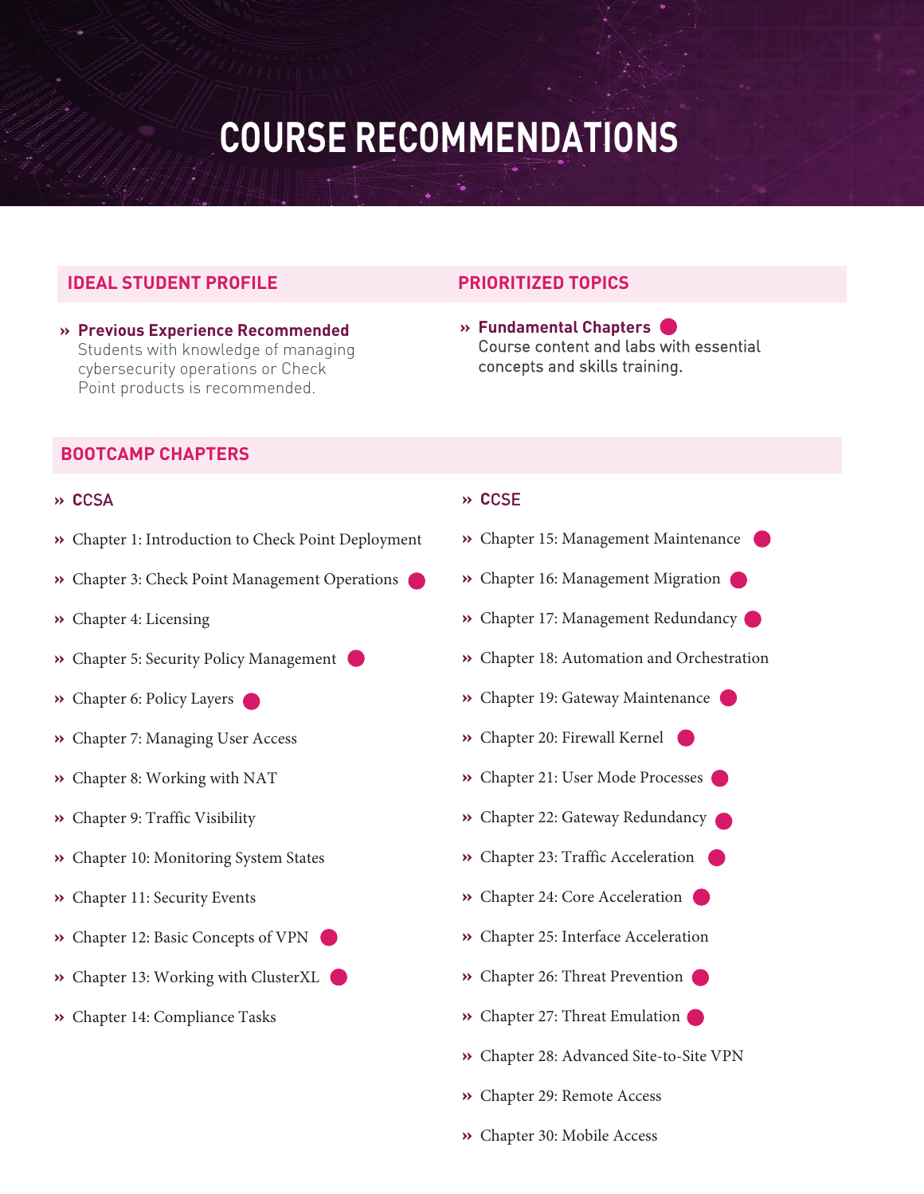# COURSE RECOMMENDATIONS

## IDEAL STUDENT PROFILE

» **Previous Experience Recommended**
Students with knowledge of managing cybersecurity operations or Check Point products is recommended.

## PRIORITIZED TOPICS

» **Fundamental Chapters** ●
Course content and labs with essential concepts and skills training.

## BOOTCAMP CHAPTERS

» **CCSA**

- » Chapter 1: Introduction to Check Point Deployment
- » Chapter 3: Check Point Management Operations ●
- » Chapter 4: Licensing
- » Chapter 5: Security Policy Management ●
- » Chapter 6: Policy Layers ●
- » Chapter 7: Managing User Access
- » Chapter 8: Working with NAT
- » Chapter 9: Traffic Visibility
- » Chapter 10: Monitoring System States
- » Chapter 11: Security Events
- » Chapter 12: Basic Concepts of VPN ●
- » Chapter 13: Working with ClusterXL ●
- » Chapter 14: Compliance Tasks

» **CCSE**

- » Chapter 15: Management Maintenance ●
- » Chapter 16: Management Migration ●
- » Chapter 17: Management Redundancy ●
- » Chapter 18: Automation and Orchestration
- » Chapter 19: Gateway Maintenance ●
- » Chapter 20: Firewall Kernel ●
- » Chapter 21: User Mode Processes ●
- » Chapter 22: Gateway Redundancy ●
- » Chapter 23: Traffic Acceleration ●
- » Chapter 24: Core Acceleration ●
- » Chapter 25: Interface Acceleration
- » Chapter 26: Threat Prevention ●
- » Chapter 27: Threat Emulation ●
- » Chapter 28: Advanced Site-to-Site VPN
- » Chapter 29: Remote Access
- » Chapter 30: Mobile Access